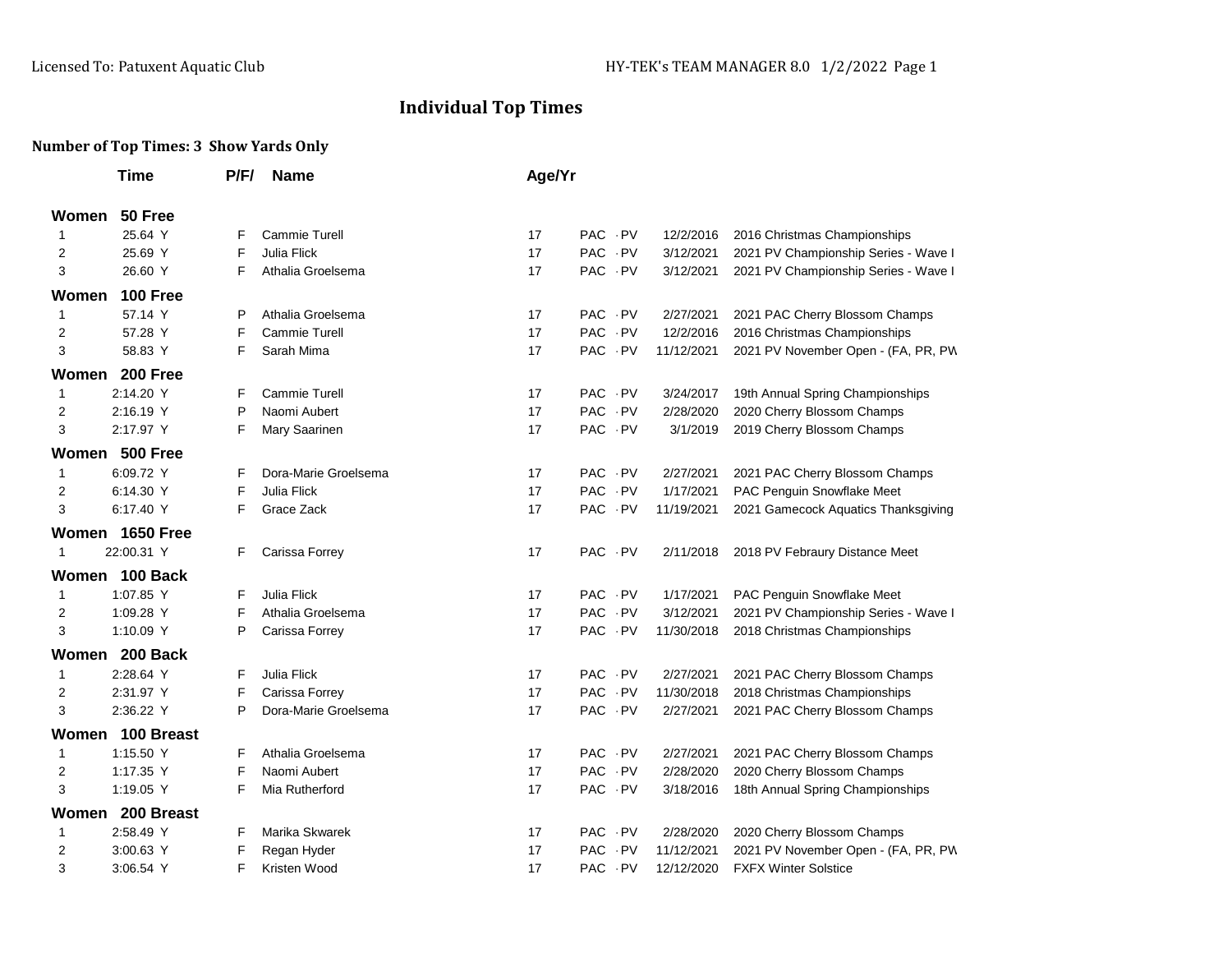Licensed To: Patuxent Aquatic Club

# Individual Top Times

**Number of Top Times: 3 Show Yards Only**

| | Time | P/F/ | Name | Age/Yr | | | |
|---|---|---|---|---|---|---|---|
| **Women 50 Free** | | | | | | | |
| 1 | 25.64 Y | F | Cammie Turell | 17 | PAC -PV | 12/2/2016 | 2016 Christmas Championships |
| 2 | 25.69 Y | F | Julia Flick | 17 | PAC -PV | 3/12/2021 | 2021 PV Championship Series - Wave I |
| 3 | 26.60 Y | F | Athalia Groelsema | 17 | PAC -PV | 3/12/2021 | 2021 PV Championship Series - Wave I |
| **Women 100 Free** | | | | | | | |
| 1 | 57.14 Y | P | Athalia Groelsema | 17 | PAC -PV | 2/27/2021 | 2021 PAC Cherry Blossom Champs |
| 2 | 57.28 Y | F | Cammie Turell | 17 | PAC -PV | 12/2/2016 | 2016 Christmas Championships |
| 3 | 58.83 Y | F | Sarah Mima | 17 | PAC -PV | 11/12/2021 | 2021 PV November Open - (FA, PR, PW |
| **Women 200 Free** | | | | | | | |
| 1 | 2:14.20 Y | F | Cammie Turell | 17 | PAC -PV | 3/24/2017 | 19th Annual Spring Championships |
| 2 | 2:16.19 Y | P | Naomi Aubert | 17 | PAC -PV | 2/28/2020 | 2020 Cherry Blossom Champs |
| 3 | 2:17.97 Y | F | Mary Saarinen | 17 | PAC -PV | 3/1/2019 | 2019 Cherry Blossom Champs |
| **Women 500 Free** | | | | | | | |
| 1 | 6:09.72 Y | F | Dora-Marie Groelsema | 17 | PAC -PV | 2/27/2021 | 2021 PAC Cherry Blossom Champs |
| 2 | 6:14.30 Y | F | Julia Flick | 17 | PAC -PV | 1/17/2021 | PAC Penguin Snowflake Meet |
| 3 | 6:17.40 Y | F | Grace Zack | 17 | PAC -PV | 11/19/2021 | 2021 Gamecock Aquatics Thanksgiving |
| **Women 1650 Free** | | | | | | | |
| 1 | 22:00.31 Y | F | Carissa Forrey | 17 | PAC -PV | 2/11/2018 | 2018 PV Febraury Distance Meet |
| **Women 100 Back** | | | | | | | |
| 1 | 1:07.85 Y | F | Julia Flick | 17 | PAC -PV | 1/17/2021 | PAC Penguin Snowflake Meet |
| 2 | 1:09.28 Y | F | Athalia Groelsema | 17 | PAC -PV | 3/12/2021 | 2021 PV Championship Series - Wave I |
| 3 | 1:10.09 Y | P | Carissa Forrey | 17 | PAC -PV | 11/30/2018 | 2018 Christmas Championships |
| **Women 200 Back** | | | | | | | |
| 1 | 2:28.64 Y | F | Julia Flick | 17 | PAC -PV | 2/27/2021 | 2021 PAC Cherry Blossom Champs |
| 2 | 2:31.97 Y | F | Carissa Forrey | 17 | PAC -PV | 11/30/2018 | 2018 Christmas Championships |
| 3 | 2:36.22 Y | P | Dora-Marie Groelsema | 17 | PAC -PV | 2/27/2021 | 2021 PAC Cherry Blossom Champs |
| **Women 100 Breast** | | | | | | | |
| 1 | 1:15.50 Y | F | Athalia Groelsema | 17 | PAC -PV | 2/27/2021 | 2021 PAC Cherry Blossom Champs |
| 2 | 1:17.35 Y | F | Naomi Aubert | 17 | PAC -PV | 2/28/2020 | 2020 Cherry Blossom Champs |
| 3 | 1:19.05 Y | F | Mia Rutherford | 17 | PAC -PV | 3/18/2016 | 18th Annual Spring Championships |
| **Women 200 Breast** | | | | | | | |
| 1 | 2:58.49 Y | F | Marika Skwarek | 17 | PAC -PV | 2/28/2020 | 2020 Cherry Blossom Champs |
| 2 | 3:00.63 Y | F | Regan Hyder | 17 | PAC -PV | 11/12/2021 | 2021 PV November Open - (FA, PR, PW |
| 3 | 3:06.54 Y | F | Kristen Wood | 17 | PAC -PV | 12/12/2020 | FXFX Winter Solstice |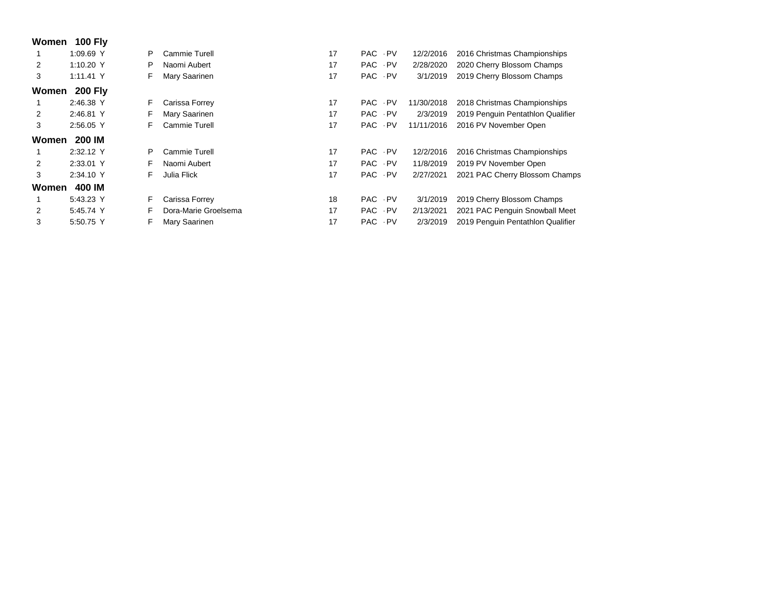## Women 100 Fly

| | | | | | | | |
|---|---|---|---|---|---|---|---|
| 1 | 1:09.69 Y | P | Cammie Turell | 17 | PAC -PV | 12/2/2016 | 2016 Christmas Championships |
| 2 | 1:10.20 Y | P | Naomi Aubert | 17 | PAC -PV | 2/28/2020 | 2020 Cherry Blossom Champs |
| 3 | 1:11.41 Y | F | Mary Saarinen | 17 | PAC -PV | 3/1/2019 | 2019 Cherry Blossom Champs |

## Women 200 Fly

| | | | | | | | |
|---|---|---|---|---|---|---|---|
| 1 | 2:46.38 Y | F | Carissa Forrey | 17 | PAC -PV | 11/30/2018 | 2018 Christmas Championships |
| 2 | 2:46.81 Y | F | Mary Saarinen | 17 | PAC -PV | 2/3/2019 | 2019 Penguin Pentathlon Qualifier |
| 3 | 2:56.05 Y | F | Cammie Turell | 17 | PAC -PV | 11/11/2016 | 2016 PV November Open |

## Women 200 IM

| | | | | | | | |
|---|---|---|---|---|---|---|---|
| 1 | 2:32.12 Y | P | Cammie Turell | 17 | PAC -PV | 12/2/2016 | 2016 Christmas Championships |
| 2 | 2:33.01 Y | F | Naomi Aubert | 17 | PAC -PV | 11/8/2019 | 2019 PV November Open |
| 3 | 2:34.10 Y | F | Julia Flick | 17 | PAC -PV | 2/27/2021 | 2021 PAC Cherry Blossom Champs |

## Women 400 IM

| | | | | | | | |
|---|---|---|---|---|---|---|---|
| 1 | 5:43.23 Y | F | Carissa Forrey | 18 | PAC -PV | 3/1/2019 | 2019 Cherry Blossom Champs |
| 2 | 5:45.74 Y | F | Dora-Marie Groelsema | 17 | PAC -PV | 2/13/2021 | 2021 PAC Penguin Snowball Meet |
| 3 | 5:50.75 Y | F | Mary Saarinen | 17 | PAC -PV | 2/3/2019 | 2019 Penguin Pentathlon Qualifier |